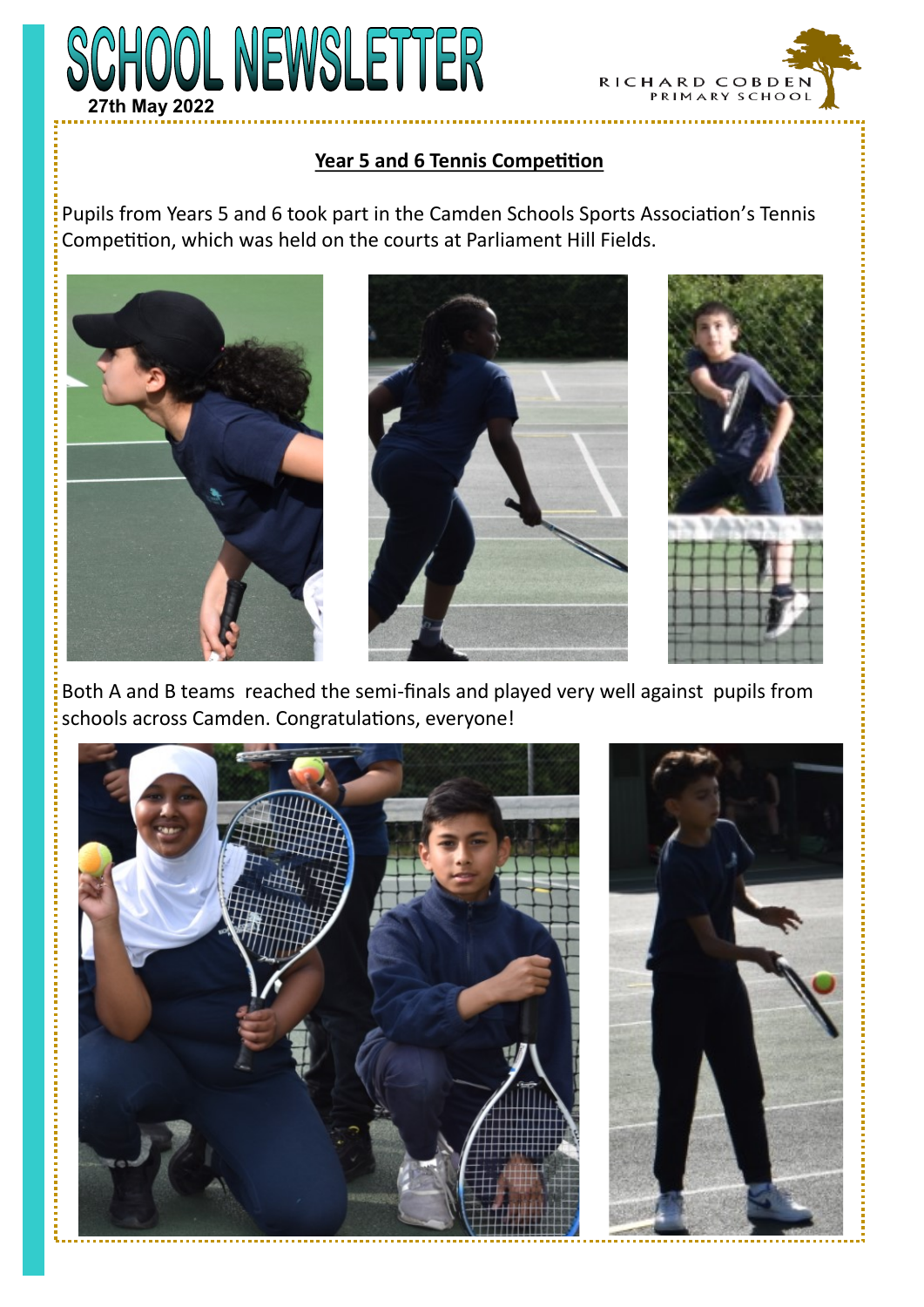# SCHOOL NEWSLETTER

**27th May 2022**

RICHARD COBDEN PRIMARY SCHOOL

## Year 5 and 6 Tennis Competition

Pupils from Years 5 and 6 took part in the Camden Schools Sports Association's Tennis Competition, which was held on the courts at Parliament Hill Fields.

Both A and B teams reached the semi-finals and played very well against pupils from schools across Camden. Congratulations, everyone!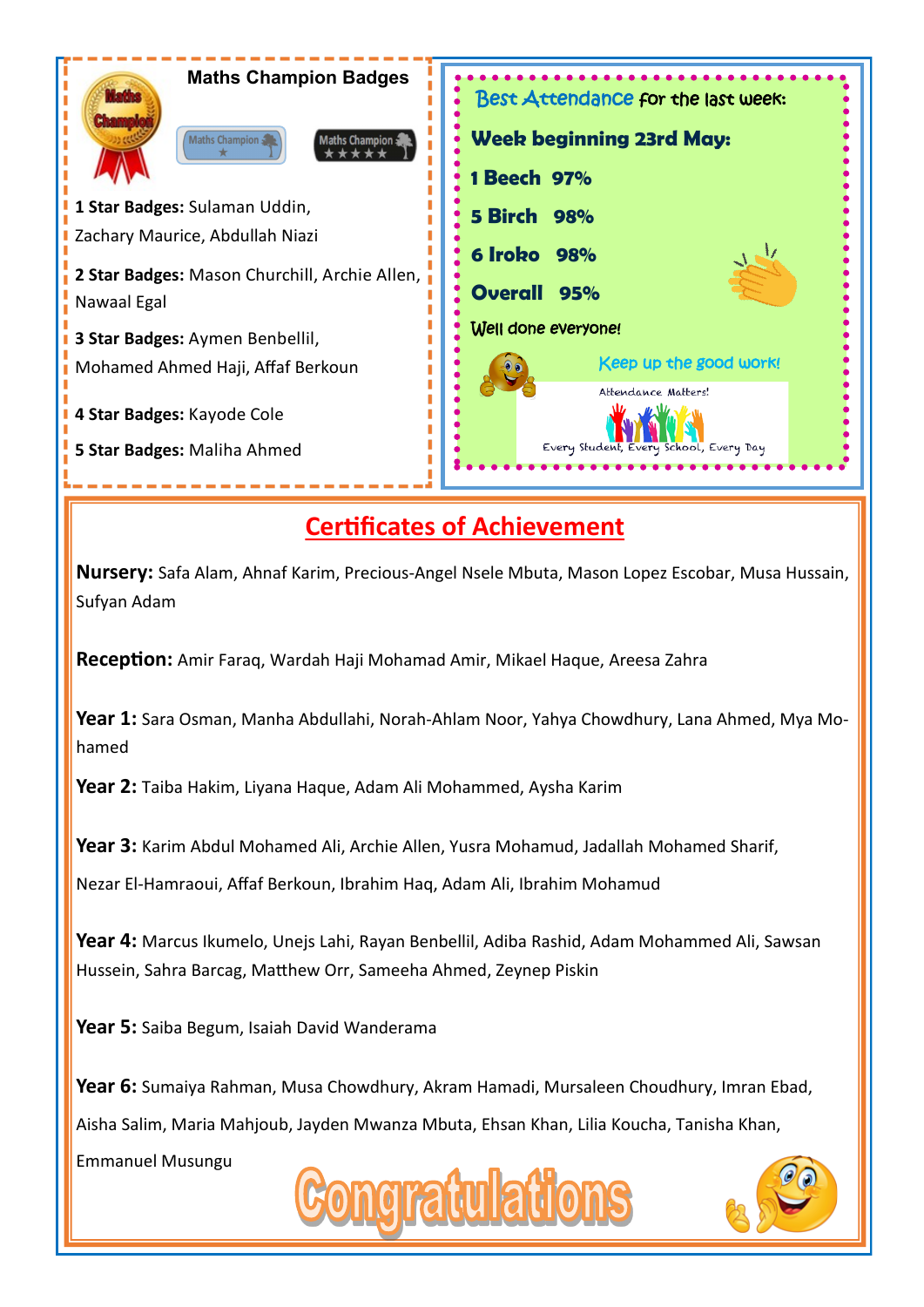## Maths Champion Badges

Maths Champion

**1 Star Badges:** Sulaman Uddin, Zachary Maurice, Abdullah Niazi

**2 Star Badges:** Mason Churchill, Archie Allen, Nawaal Egal

**3 Star Badges:** Aymen Benbellil, Mohamed Ahmed Haji, Affaf Berkoun

**4 Star Badges:** Kayode Cole

**5 Star Badges:** Maliha Ahmed

## Best Attendance for the last week:

**Week beginning 23rd May:**

**1 Beech 97%**

**5 Birch 98%**

**6 Iroko 98%**

**Overall 95%**

Well done everyone!

Keep up the good work!

Attendance Matters!

Every Student, Every School, Every Day

## Certificates of Achievement

**Nursery:** Safa Alam, Ahnaf Karim, Precious-Angel Nsele Mbuta, Mason Lopez Escobar, Musa Hussain, Sufyan Adam

**Reception:** Amir Faraq, Wardah Haji Mohamad Amir, Mikael Haque, Areesa Zahra

**Year 1:** Sara Osman, Manha Abdullahi, Norah-Ahlam Noor, Yahya Chowdhury, Lana Ahmed, Mya Mohamed

**Year 2:** Taiba Hakim, Liyana Haque, Adam Ali Mohammed, Aysha Karim

**Year 3:** Karim Abdul Mohamed Ali, Archie Allen, Yusra Mohamud, Jadallah Mohamed Sharif, Nezar El-Hamraoui, Affaf Berkoun, Ibrahim Haq, Adam Ali, Ibrahim Mohamud

**Year 4:** Marcus Ikumelo, Unejs Lahi, Rayan Benbellil, Adiba Rashid, Adam Mohammed Ali, Sawsan Hussein, Sahra Barcag, Matthew Orr, Sameeha Ahmed, Zeynep Piskin

**Year 5:** Saiba Begum, Isaiah David Wanderama

**Year 6:** Sumaiya Rahman, Musa Chowdhury, Akram Hamadi, Mursaleen Choudhury, Imran Ebad, Aisha Salim, Maria Mahjoub, Jayden Mwanza Mbuta, Ehsan Khan, Lilia Koucha, Tanisha Khan, Emmanuel Musungu

Congratulations